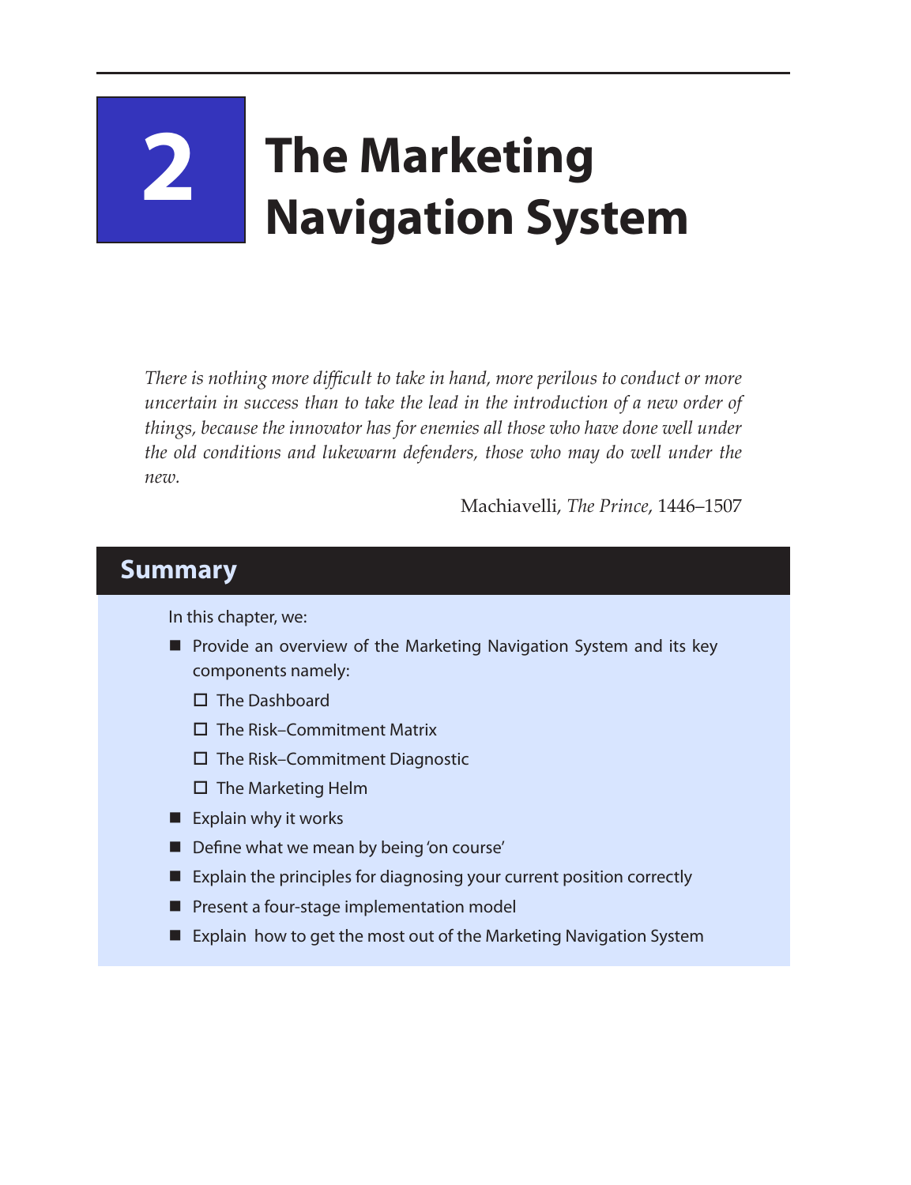# 2 The Marketing Navigation System

*There is nothing more difficult to take in hand, more perilous to conduct or more uncertain in success than to take the lead in the introduction of a new order of things, because the innovator has for enemies all those who have done well under the old conditions and lukewarm defenders, those who may do well under the new.*

Machiavelli, *The Prince*, 1446–1507

## Summary

In this chapter, we:

- Provide an overview of the Marketing Navigation System and its key components namely:
  - The Dashboard
  - The Risk–Commitment Matrix
  - The Risk–Commitment Diagnostic
  - The Marketing Helm
- Explain why it works
- Define what we mean by being 'on course'
- Explain the principles for diagnosing your current position correctly
- Present a four-stage implementation model
- Explain how to get the most out of the Marketing Navigation System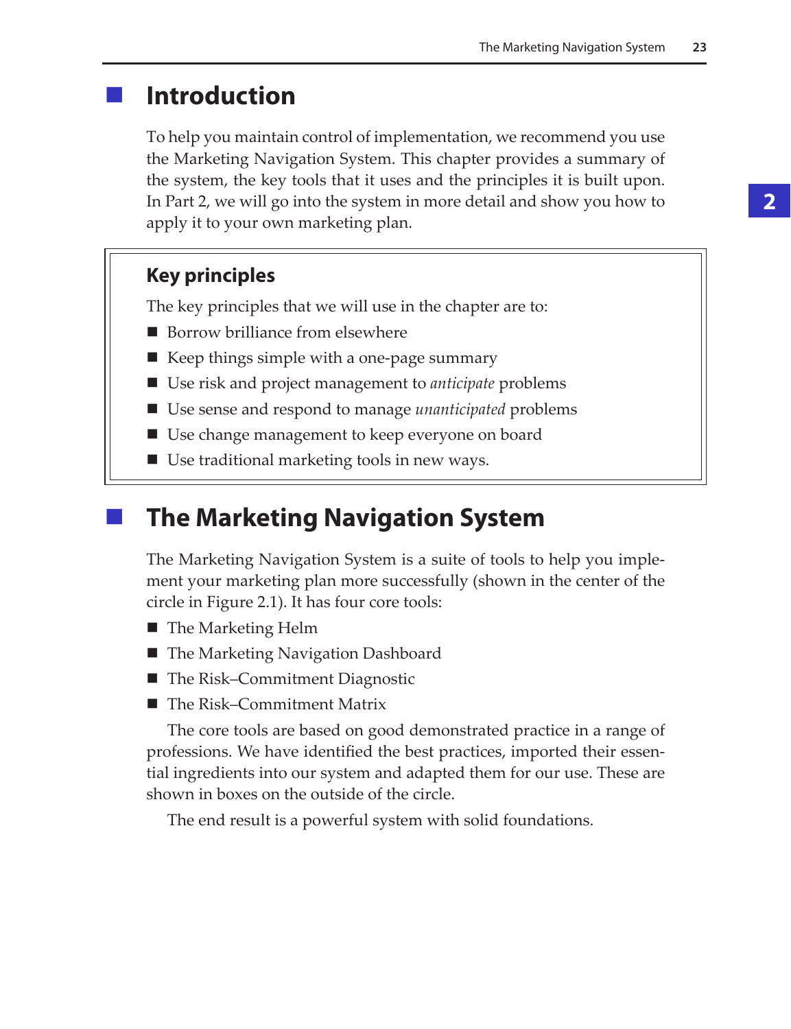## Introduction

To help you maintain control of implementation, we recommend you use the Marketing Navigation System. This chapter provides a summary of the system, the key tools that it uses and the principles it is built upon. In Part 2, we will go into the system in more detail and show you how to apply it to your own marketing plan.

### Key principles

The key principles that we will use in the chapter are to:

- Borrow brilliance from elsewhere
- Keep things simple with a one-page summary
- Use risk and project management to *anticipate* problems
- Use sense and respond to manage *unanticipated* problems
- Use change management to keep everyone on board
- Use traditional marketing tools in new ways.

## The Marketing Navigation System

The Marketing Navigation System is a suite of tools to help you implement your marketing plan more successfully (shown in the center of the circle in Figure 2.1). It has four core tools:

- The Marketing Helm
- The Marketing Navigation Dashboard
- The Risk–Commitment Diagnostic
- The Risk–Commitment Matrix

The core tools are based on good demonstrated practice in a range of professions. We have identified the best practices, imported their essential ingredients into our system and adapted them for our use. These are shown in boxes on the outside of the circle.

The end result is a powerful system with solid foundations.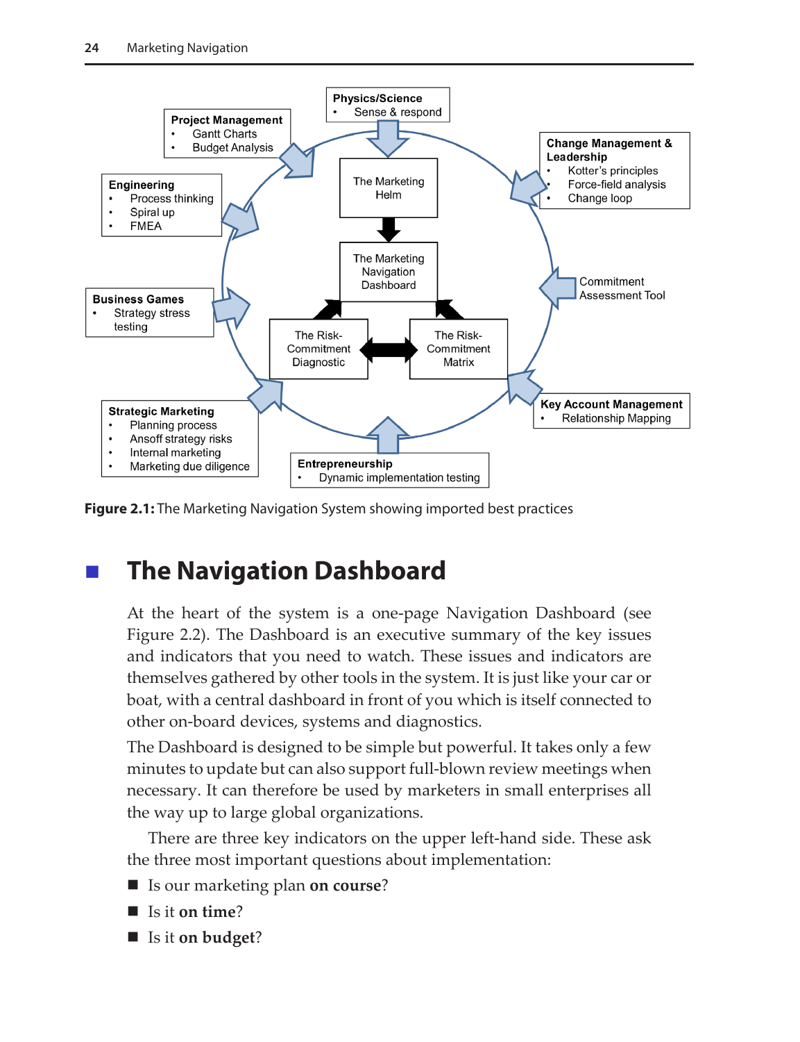Project Management
- Gantt Charts
- Budget Analysis

Physics/Science
- Sense & respond

Change Management & Leadership
- Kotter's principles
- Force-field analysis
- Change loop

Engineering
- Process thinking
- Spiral up
- FMEA

The Marketing Helm

The Marketing Navigation Dashboard

Commitment Assessment Tool

Business Games
- Strategy stress testing

The Risk-Commitment Diagnostic

The Risk-Commitment Matrix

Key Account Management
- Relationship Mapping

Strategic Marketing
- Planning process
- Ansoff strategy risks
- Internal marketing
- Marketing due diligence

Entrepreneurship
- Dynamic implementation testing

**Figure 2.1:** The Marketing Navigation System showing imported best practices

## The Navigation Dashboard

At the heart of the system is a one-page Navigation Dashboard (see Figure 2.2). The Dashboard is an executive summary of the key issues and indicators that you need to watch. These issues and indicators are themselves gathered by other tools in the system. It is just like your car or boat, with a central dashboard in front of you which is itself connected to other on-board devices, systems and diagnostics.

The Dashboard is designed to be simple but powerful. It takes only a few minutes to update but can also support full-blown review meetings when necessary. It can therefore be used by marketers in small enterprises all the way up to large global organizations.

There are three key indicators on the upper left-hand side. These ask the three most important questions about implementation:

- Is our marketing plan **on course**?
- Is it **on time**?
- Is it **on budget**?